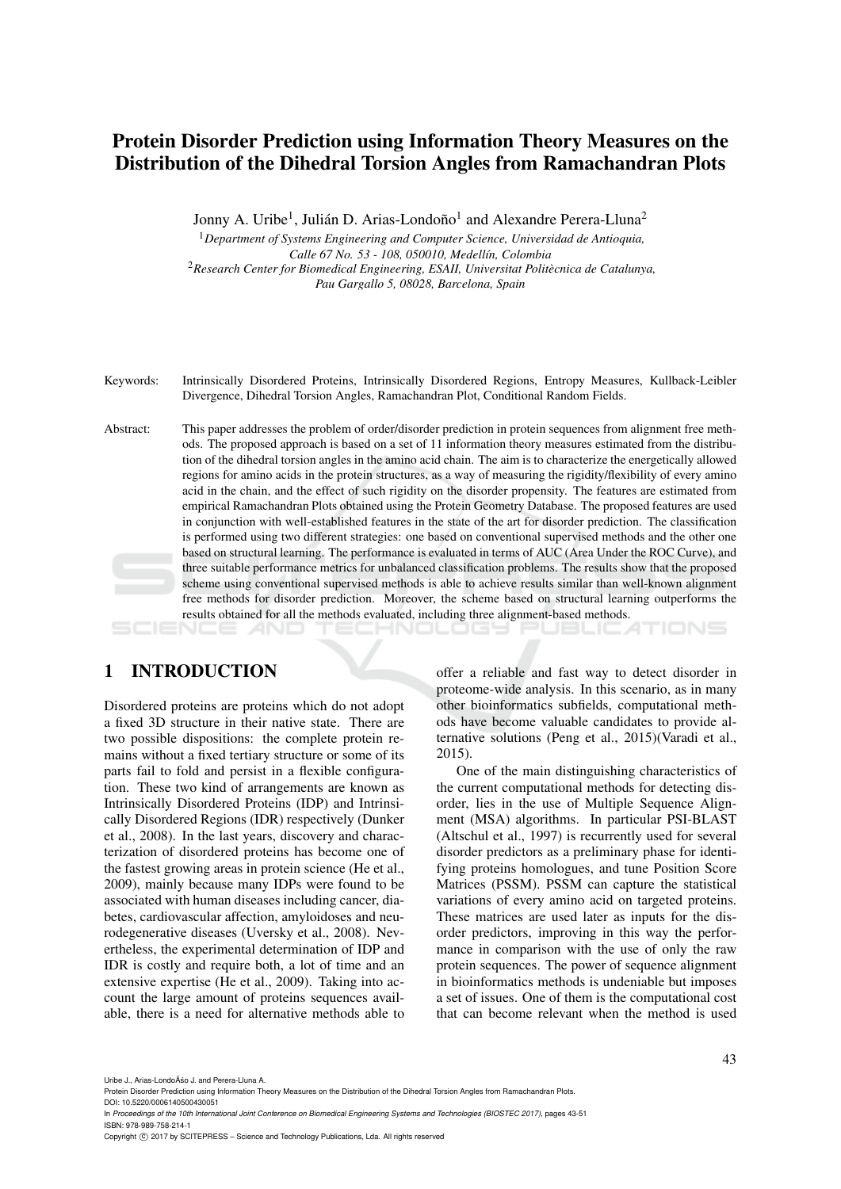# Protein Disorder Prediction using Information Theory Measures on the Distribution of the Dihedral Torsion Angles from Ramachandran Plots

Jonny A. Uribe[1], Julián D. Arias-Londoño[1] and Alexandre Perera-Lluna[2]

[1]*Department of Systems Engineering and Computer Science, Universidad de Antioquia, Calle 67 No. 53 - 108, 050010, Medellín, Colombia*

[2]*Research Center for Biomedical Engineering, ESAII, Universitat Politècnica de Catalunya, Pau Gargallo 5, 08028, Barcelona, Spain*

Keywords: Intrinsically Disordered Proteins, Intrinsically Disordered Regions, Entropy Measures, Kullback-Leibler Divergence, Dihedral Torsion Angles, Ramachandran Plot, Conditional Random Fields.

Abstract: This paper addresses the problem of order/disorder prediction in protein sequences from alignment free methods. The proposed approach is based on a set of 11 information theory measures estimated from the distribution of the dihedral torsion angles in the amino acid chain. The aim is to characterize the energetically allowed regions for amino acids in the protein structures, as a way of measuring the rigidity/flexibility of every amino acid in the chain, and the effect of such rigidity on the disorder propensity. The features are estimated from empirical Ramachandran Plots obtained using the Protein Geometry Database. The proposed features are used in conjunction with well-established features in the state of the art for disorder prediction. The classification is performed using two different strategies: one based on conventional supervised methods and the other one based on structural learning. The performance is evaluated in terms of AUC (Area Under the ROC Curve), and three suitable performance metrics for unbalanced classification problems. The results show that the proposed scheme using conventional supervised methods is able to achieve results similar than well-known alignment free methods for disorder prediction. Moreover, the scheme based on structural learning outperforms the results obtained for all the methods evaluated, including three alignment-based methods.

## 1 INTRODUCTION

Disordered proteins are proteins which do not adopt a fixed 3D structure in their native state. There are two possible dispositions: the complete protein remains without a fixed tertiary structure or some of its parts fail to fold and persist in a flexible configuration. These two kind of arrangements are known as Intrinsically Disordered Proteins (IDP) and Intrinsically Disordered Regions (IDR) respectively (Dunker et al., 2008). In the last years, discovery and characterization of disordered proteins has become one of the fastest growing areas in protein science (He et al., 2009), mainly because many IDPs were found to be associated with human diseases including cancer, diabetes, cardiovascular affection, amyloidoses and neurodegenerative diseases (Uversky et al., 2008). Nevertheless, the experimental determination of IDP and IDR is costly and require both, a lot of time and an extensive expertise (He et al., 2009). Taking into account the large amount of proteins sequences available, there is a need for alternative methods able to offer a reliable and fast way to detect disorder in proteome-wide analysis. In this scenario, as in many other bioinformatics subfields, computational methods have become valuable candidates to provide alternative solutions (Peng et al., 2015)(Varadi et al., 2015).

One of the main distinguishing characteristics of the current computational methods for detecting disorder, lies in the use of Multiple Sequence Alignment (MSA) algorithms. In particular PSI-BLAST (Altschul et al., 1997) is recurrently used for several disorder predictors as a preliminary phase for identifying proteins homologues, and tune Position Score Matrices (PSSM). PSSM can capture the statistical variations of every amino acid on targeted proteins. These matrices are used later as inputs for the disorder predictors, improving in this way the performance in comparison with the use of only the raw protein sequences. The power of sequence alignment in bioinformatics methods is undeniable but imposes a set of issues. One of them is the computational cost that can become relevant when the method is used

Uribe J., Arias-LondoÃšo J. and Perera-Lluna A.
Protein Disorder Prediction using Information Theory Measures on the Distribution of the Dihedral Torsion Angles from Ramachandran Plots.
DOI: 10.5220/0006140500430051
In *Proceedings of the 10th International Joint Conference on Biomedical Engineering Systems and Technologies (BIOSTEC 2017)*, pages 43-51
ISBN: 978-989-758-214-1
Copyright © 2017 by SCITEPRESS – Science and Technology Publications, Lda. All rights reserved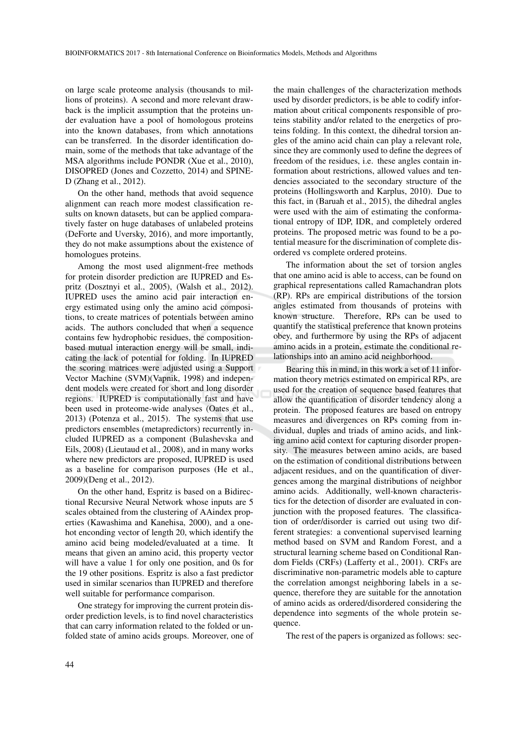on large scale proteome analysis (thousands to millions of proteins). A second and more relevant drawback is the implicit assumption that the proteins under evaluation have a pool of homologous proteins into the known databases, from which annotations can be transferred. In the disorder identification domain, some of the methods that take advantage of the MSA algorithms include PONDR (Xue et al., 2010), DISOPRED (Jones and Cozzetto, 2014) and SPINE-D (Zhang et al., 2012).

On the other hand, methods that avoid sequence alignment can reach more modest classification results on known datasets, but can be applied comparatively faster on huge databases of unlabeled proteins (DeForte and Uversky, 2016), and more importantly, they do not make assumptions about the existence of homologues proteins.

Among the most used alignment-free methods for protein disorder prediction are IUPRED and Espritz (Dosztnyi et al., 2005), (Walsh et al., 2012). IUPRED uses the amino acid pair interaction energy estimated using only the amino acid compositions, to create matrices of potentials between amino acids. The authors concluded that when a sequence contains few hydrophobic residues, the composition-based mutual interaction energy will be small, indicating the lack of potential for folding. In IUPRED the scoring matrices were adjusted using a Support Vector Machine (SVM)(Vapnik, 1998) and independent models were created for short and long disorder regions. IUPRED is computationally fast and have been used in proteome-wide analyses (Oates et al., 2013) (Potenza et al., 2015). The systems that use predictors ensembles (metapredictors) recurrently included IUPRED as a component (Bulashevska and Eils, 2008) (Lieutaud et al., 2008), and in many works where new predictors are proposed, IUPRED is used as a baseline for comparison purposes (He et al., 2009)(Deng et al., 2012).

On the other hand, Espritz is based on a Bidirectional Recursive Neural Network whose inputs are 5 scales obtained from the clustering of AAindex properties (Kawashima and Kanehisa, 2000), and a one-hot enconding vector of length 20, which identify the amino acid being modeled/evaluated at a time. It means that given an amino acid, this property vector will have a value 1 for only one position, and 0s for the 19 other positions. Espritz is also a fast predictor used in similar scenarios than IUPRED and therefore well suitable for performance comparison.

One strategy for improving the current protein disorder prediction levels, is to find novel characteristics that can carry information related to the folded or unfolded state of amino acids groups. Moreover, one of the main challenges of the characterization methods used by disorder predictors, is be able to codify information about critical components responsible of proteins stability and/or related to the energetics of proteins folding. In this context, the dihedral torsion angles of the amino acid chain can play a relevant role, since they are commonly used to define the degrees of freedom of the residues, i.e. these angles contain information about restrictions, allowed values and tendencies associated to the secondary structure of the proteins (Hollingsworth and Karplus, 2010). Due to this fact, in (Baruah et al., 2015), the dihedral angles were used with the aim of estimating the conformational entropy of IDP, IDR, and completely ordered proteins. The proposed metric was found to be a potential measure for the discrimination of complete disordered vs complete ordered proteins.

The information about the set of torsion angles that one amino acid is able to access, can be found on graphical representations called Ramachandran plots (RP). RPs are empirical distributions of the torsion angles estimated from thousands of proteins with known structure. Therefore, RPs can be used to quantify the statistical preference that known proteins obey, and furthermore by using the RPs of adjacent amino acids in a protein, estimate the conditional relationships into an amino acid neighborhood.

Bearing this in mind, in this work a set of 11 information theory metrics estimated on empirical RPs, are used for the creation of sequence based features that allow the quantification of disorder tendency along a protein. The proposed features are based on entropy measures and divergences on RPs coming from individual, duples and triads of amino acids, and linking amino acid context for capturing disorder propensity. The measures between amino acids, are based on the estimation of conditional distributions between adjacent residues, and on the quantification of divergences among the marginal distributions of neighbor amino acids. Additionally, well-known characteristics for the detection of disorder are evaluated in conjunction with the proposed features. The classification of order/disorder is carried out using two different strategies: a conventional supervised learning method based on SVM and Random Forest, and a structural learning scheme based on Conditional Random Fields (CRFs) (Lafferty et al., 2001). CRFs are discriminative non-parametric models able to capture the correlation amongst neighboring labels in a sequence, therefore they are suitable for the annotation of amino acids as ordered/disordered considering the dependence into segments of the whole protein sequence.

The rest of the papers is organized as follows: sec-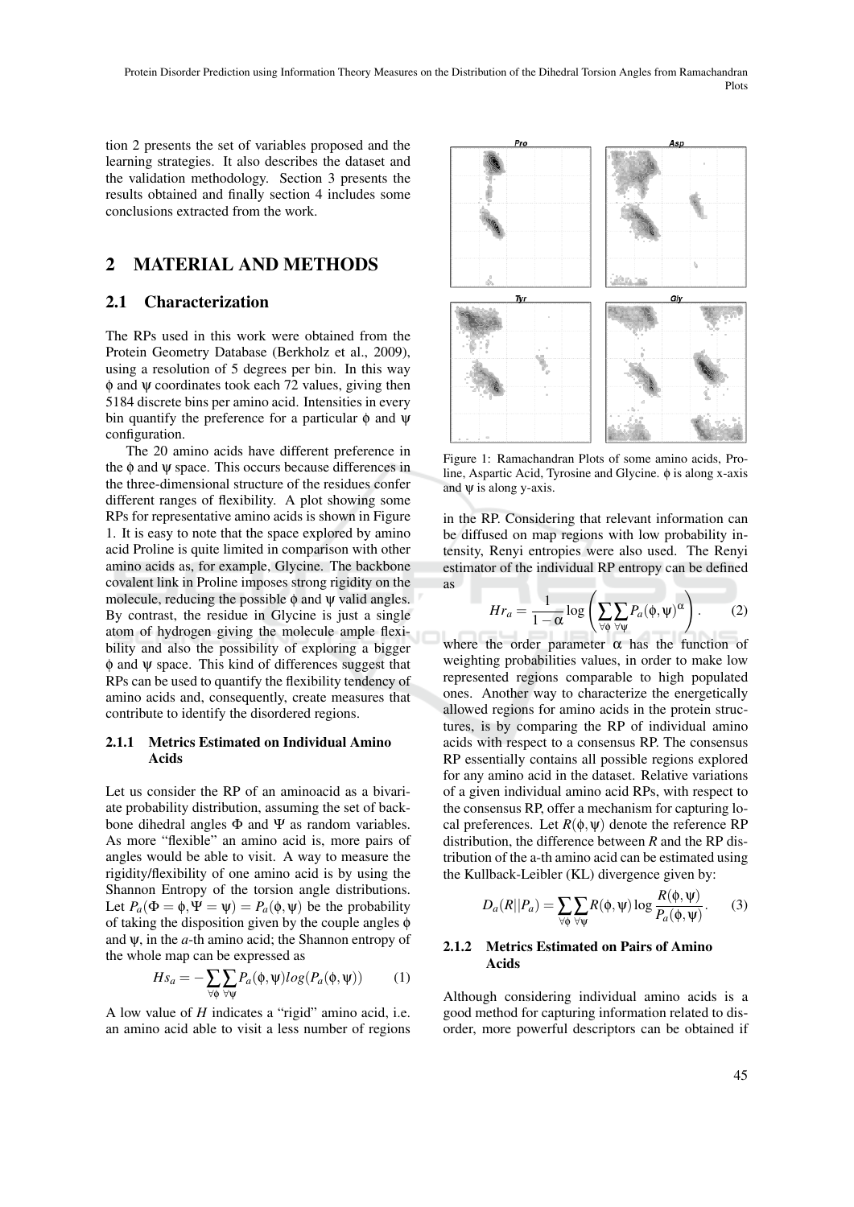tion 2 presents the set of variables proposed and the learning strategies. It also describes the dataset and the validation methodology. Section 3 presents the results obtained and finally section 4 includes some conclusions extracted from the work.

## 2 MATERIAL AND METHODS

### 2.1 Characterization

The RPs used in this work were obtained from the Protein Geometry Database (Berkholz et al., 2009), using a resolution of 5 degrees per bin. In this way $\phi$ and $\psi$ coordinates took each 72 values, giving then 5184 discrete bins per amino acid. Intensities in every bin quantify the preference for a particular $\phi$ and $\psi$ configuration.

The 20 amino acids have different preference in the $\phi$ and $\psi$ space. This occurs because differences in the three-dimensional structure of the residues confer different ranges of flexibility. A plot showing some RPs for representative amino acids is shown in Figure 1. It is easy to note that the space explored by amino acid Proline is quite limited in comparison with other amino acids as, for example, Glycine. The backbone covalent link in Proline imposes strong rigidity on the molecule, reducing the possible $\phi$ and $\psi$ valid angles. By contrast, the residue in Glycine is just a single atom of hydrogen giving the molecule ample flexibility and also the possibility of exploring a bigger $\phi$ and $\psi$ space. This kind of differences suggest that RPs can be used to quantify the flexibility tendency of amino acids and, consequently, create measures that contribute to identify the disordered regions.

Figure 1: Ramachandran Plots of some amino acids, Proline, Aspartic Acid, Tyrosine and Glycine. $\phi$ is along x-axis and $\psi$ is along y-axis.

#### 2.1.1 Metrics Estimated on Individual Amino Acids

Let us consider the RP of an aminoacid as a bivariate probability distribution, assuming the set of backbone dihedral angles $\Phi$ and $\Psi$ as random variables. As more "flexible" an amino acid is, more pairs of angles would be able to visit. A way to measure the rigidity/flexibility of one amino acid is by using the Shannon Entropy of the torsion angle distributions. Let $P_a(\Phi = \phi, \Psi = \psi) = P_a(\phi, \psi)$ be the probability of taking the disposition given by the couple angles $\phi$ and $\psi$, in the $a$-th amino acid; the Shannon entropy of the whole map can be expressed as

$$Hs_a = -\sum_{\forall\phi}\sum_{\forall\psi} P_a(\phi,\psi) log(P_a(\phi,\psi)) \qquad (1)$$

A low value of $H$ indicates a "rigid" amino acid, i.e. an amino acid able to visit a less number of regions in the RP. Considering that relevant information can be diffused on map regions with low probability intensity, Renyi entropies were also used. The Renyi estimator of the individual RP entropy can be defined as

$$Hr_a = \frac{1}{1-\alpha}\log\left(\sum_{\forall\phi}\sum_{\forall\psi} P_a(\phi,\psi)^{\alpha}\right). \qquad (2)$$

where the order parameter $\alpha$ has the function of weighting probabilities values, in order to make low represented regions comparable to high populated ones. Another way to characterize the energetically allowed regions for amino acids in the protein structures, is by comparing the RP of individual amino acids with respect to a consensus RP. The consensus RP essentially contains all possible regions explored for any amino acid in the dataset. Relative variations of a given individual amino acid RPs, with respect to the consensus RP, offer a mechanism for capturing local preferences. Let $R(\phi,\psi)$ denote the reference RP distribution, the difference between $R$ and the RP distribution of the a-th amino acid can be estimated using the Kullback-Leibler (KL) divergence given by:

$$D_a(R||P_a) = \sum_{\forall\phi}\sum_{\forall\psi} R(\phi,\psi)\log\frac{R(\phi,\psi)}{P_a(\phi,\psi)}. \qquad (3)$$

#### 2.1.2 Metrics Estimated on Pairs of Amino Acids

Although considering individual amino acids is a good method for capturing information related to disorder, more powerful descriptors can be obtained if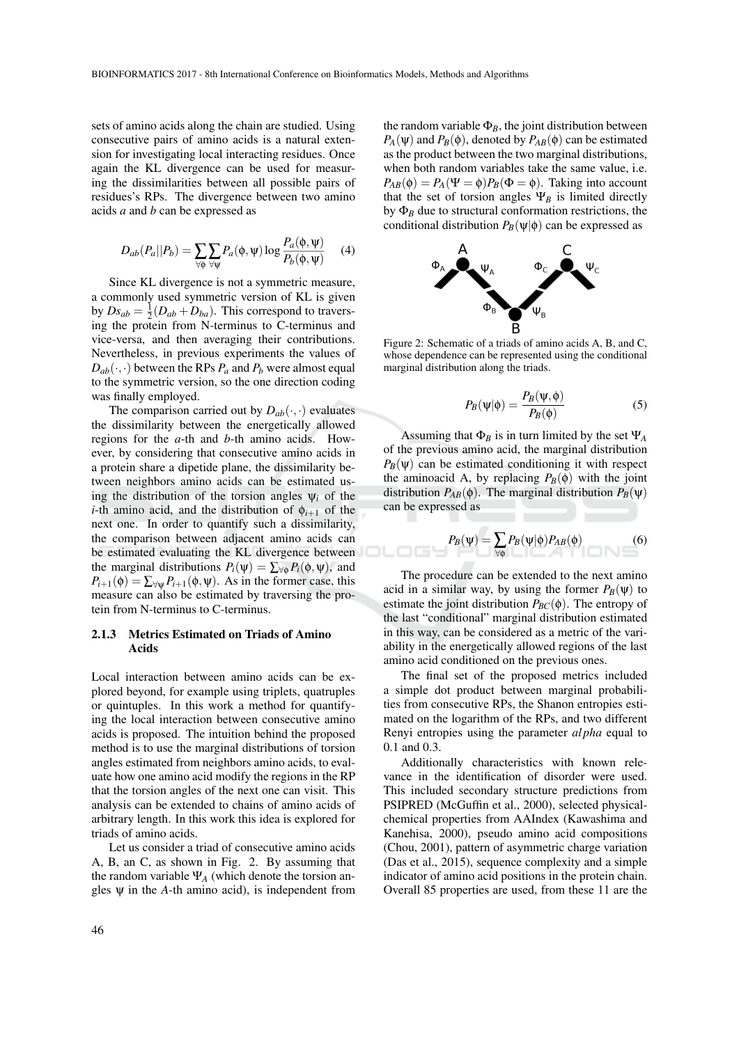sets of amino acids along the chain are studied. Using consecutive pairs of amino acids is a natural extension for investigating local interacting residues. Once again the KL divergence can be used for measuring the dissimilarities between all possible pairs of residues's RPs. The divergence between two amino acids $a$ and $b$ can be expressed as

$$D_{ab}(P_a||P_b) = \sum_{\forall\phi}\sum_{\forall\psi} P_a(\phi,\psi)\log\frac{P_a(\phi,\psi)}{P_b(\phi,\psi)} \quad (4)$$

Since KL divergence is not a symmetric measure, a commonly used symmetric version of KL is given by $Ds_{ab} = \frac{1}{2}(D_{ab} + D_{ba})$. This correspond to traversing the protein from N-terminus to C-terminus and vice-versa, and then averaging their contributions. Nevertheless, in previous experiments the values of $D_{ab}(\cdot,\cdot)$ between the RPs $P_a$ and $P_b$ were almost equal to the symmetric version, so the one direction coding was finally employed.

The comparison carried out by $D_{ab}(\cdot,\cdot)$ evaluates the dissimilarity between the energetically allowed regions for the $a$-th and $b$-th amino acids. However, by considering that consecutive amino acids in a protein share a dipetide plane, the dissimilarity between neighbors amino acids can be estimated using the distribution of the torsion angles $\psi_i$ of the $i$-th amino acid, and the distribution of $\phi_{i+1}$ of the next one. In order to quantify such a dissimilarity, the comparison between adjacent amino acids can be estimated evaluating the KL divergence between the marginal distributions $P_i(\psi) = \sum_{\forall\phi} P_i(\phi,\psi)$, and $P_{i+1}(\phi) = \sum_{\forall\psi} P_{i+1}(\phi,\psi)$. As in the former case, this measure can also be estimated by traversing the protein from N-terminus to C-terminus.

### 2.1.3 Metrics Estimated on Triads of Amino Acids

Local interaction between amino acids can be explored beyond, for example using triplets, quatruples or quintuples. In this work a method for quantifying the local interaction between consecutive amino acids is proposed. The intuition behind the proposed method is to use the marginal distributions of torsion angles estimated from neighbors amino acids, to evaluate how one amino acid modify the regions in the RP that the torsion angles of the next one can visit. This analysis can be extended to chains of amino acids of arbitrary length. In this work this idea is explored for triads of amino acids.

Let us consider a triad of consecutive amino acids A, B, an C, as shown in Fig. 2. By assuming that the random variable $\Psi_A$ (which denote the torsion angles $\psi$ in the $A$-th amino acid), is independent from the random variable $\Phi_B$, the joint distribution between $P_A(\psi)$ and $P_B(\phi)$, denoted by $P_{AB}(\phi)$ can be estimated as the product between the two marginal distributions, when both random variables take the same value, i.e. $P_{AB}(\phi) = P_A(\Psi = \phi)P_B(\Phi = \phi)$. Taking into account that the set of torsion angles $\Psi_B$ is limited directly by $\Phi_B$ due to structural conformation restrictions, the conditional distribution $P_B(\psi|\phi)$ can be expressed as

Figure 2: Schematic of a triads of amino acids A, B, and C, whose dependence can be represented using the conditional marginal distribution along the triads.

$$P_B(\psi|\phi) = \frac{P_B(\psi,\phi)}{P_B(\phi)} \quad (5)$$

Assuming that $\Phi_B$ is in turn limited by the set $\Psi_A$ of the previous amino acid, the marginal distribution $P_B(\psi)$ can be estimated conditioning it with respect the aminoacid A, by replacing $P_B(\phi)$ with the joint distribution $P_{AB}(\phi)$. The marginal distribution $P_B(\psi)$ can be expressed as

$$P_B(\psi) = \sum_{\forall\phi} P_B(\psi|\phi)P_{AB}(\phi) \quad (6)$$

The procedure can be extended to the next amino acid in a similar way, by using the former $P_B(\psi)$ to estimate the joint distribution $P_{BC}(\phi)$. The entropy of the last "conditional" marginal distribution estimated in this way, can be considered as a metric of the variability in the energetically allowed regions of the last amino acid conditioned on the previous ones.

The final set of the proposed metrics included a simple dot product between marginal probabilities from consecutive RPs, the Shanon entropies estimated on the logarithm of the RPs, and two different Renyi entropies using the parameter $alpha$ equal to 0.1 and 0.3.

Additionally characteristics with known relevance in the identification of disorder were used. This included secondary structure predictions from PSIPRED (McGuffin et al., 2000), selected physical-chemical properties from AAIndex (Kawashima and Kanehisa, 2000), pseudo amino acid compositions (Chou, 2001), pattern of asymmetric charge variation (Das et al., 2015), sequence complexity and a simple indicator of amino acid positions in the protein chain. Overall 85 properties are used, from these 11 are the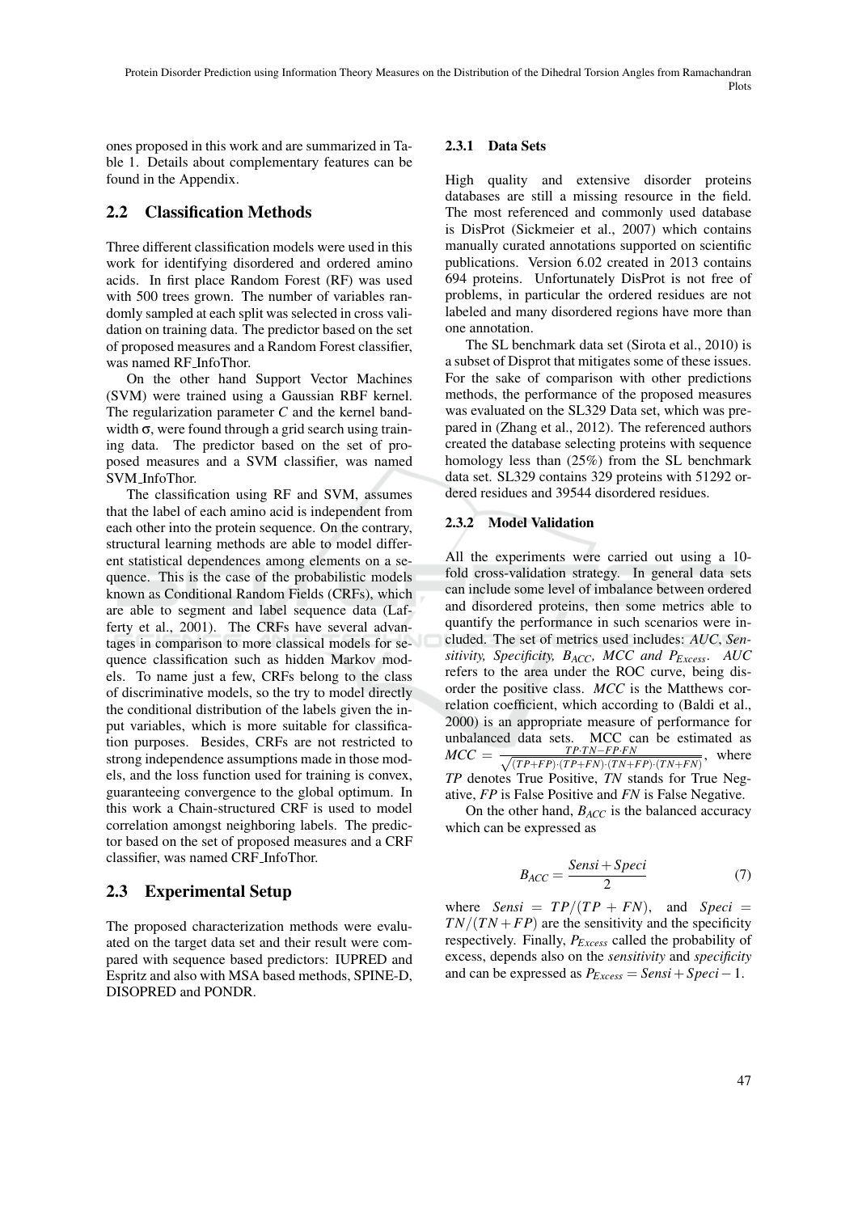ones proposed in this work and are summarized in Table 1. Details about complementary features can be found in the Appendix.

## 2.2 Classification Methods

Three different classification models were used in this work for identifying disordered and ordered amino acids. In first place Random Forest (RF) was used with 500 trees grown. The number of variables randomly sampled at each split was selected in cross validation on training data. The predictor based on the set of proposed measures and a Random Forest classifier, was named RF_InfoThor.

On the other hand Support Vector Machines (SVM) were trained using a Gaussian RBF kernel. The regularization parameter $C$ and the kernel bandwidth $\sigma$, were found through a grid search using training data. The predictor based on the set of proposed measures and a SVM classifier, was named SVM_InfoThor.

The classification using RF and SVM, assumes that the label of each amino acid is independent from each other into the protein sequence. On the contrary, structural learning methods are able to model different statistical dependences among elements on a sequence. This is the case of the probabilistic models known as Conditional Random Fields (CRFs), which are able to segment and label sequence data (Lafferty et al., 2001). The CRFs have several advantages in comparison to more classical models for sequence classification such as hidden Markov models. To name just a few, CRFs belong to the class of discriminative models, so the try to model directly the conditional distribution of the labels given the input variables, which is more suitable for classification purposes. Besides, CRFs are not restricted to strong independence assumptions made in those models, and the loss function used for training is convex, guaranteeing convergence to the global optimum. In this work a Chain-structured CRF is used to model correlation amongst neighboring labels. The predictor based on the set of proposed measures and a CRF classifier, was named CRF_InfoThor.

## 2.3 Experimental Setup

The proposed characterization methods were evaluated on the target data set and their result were compared with sequence based predictors: IUPRED and Espritz and also with MSA based methods, SPINE-D, DISOPRED and PONDR.

### 2.3.1 Data Sets

High quality and extensive disorder proteins databases are still a missing resource in the field. The most referenced and commonly used database is DisProt (Sickmeier et al., 2007) which contains manually curated annotations supported on scientific publications. Version 6.02 created in 2013 contains 694 proteins. Unfortunately DisProt is not free of problems, in particular the ordered residues are not labeled and many disordered regions have more than one annotation.

The SL benchmark data set (Sirota et al., 2010) is a subset of Disprot that mitigates some of these issues. For the sake of comparison with other predictions methods, the performance of the proposed measures was evaluated on the SL329 Data set, which was prepared in (Zhang et al., 2012). The referenced authors created the database selecting proteins with sequence homology less than (25%) from the SL benchmark data set. SL329 contains 329 proteins with 51292 ordered residues and 39544 disordered residues.

### 2.3.2 Model Validation

All the experiments were carried out using a 10-fold cross-validation strategy. In general data sets can include some level of imbalance between ordered and disordered proteins, then some metrics able to quantify the performance in such scenarios were included. The set of metrics used includes: *AUC*, *Sensitivity, Specificity,* $B_{ACC}$*, MCC and* $P_{Excess}$. *AUC* refers to the area under the ROC curve, being disorder the positive class. *MCC* is the Matthews correlation coefficient, which according to (Baldi et al., 2000) is an appropriate measure of performance for unbalanced data sets. MCC can be estimated as $MCC = \frac{TP \cdot TN - FP \cdot FN}{\sqrt{(TP+FP)\cdot(TP+FN)\cdot(TN+FP)\cdot(TN+FN)}}$, where *TP* denotes True Positive, *TN* stands for True Negative, *FP* is False Positive and *FN* is False Negative.

On the other hand, $B_{ACC}$ is the balanced accuracy which can be expressed as

$$B_{ACC} = \frac{Sensi + Speci}{2} \tag{7}$$

where $Sensi = TP/(TP+FN)$, and $Speci = TN/(TN+FP)$ are the sensitivity and the specificity respectively. Finally, $P_{Excess}$ called the probability of excess, depends also on the *sensitivity* and *specificity* and can be expressed as $P_{Excess} = Sensi + Speci - 1$.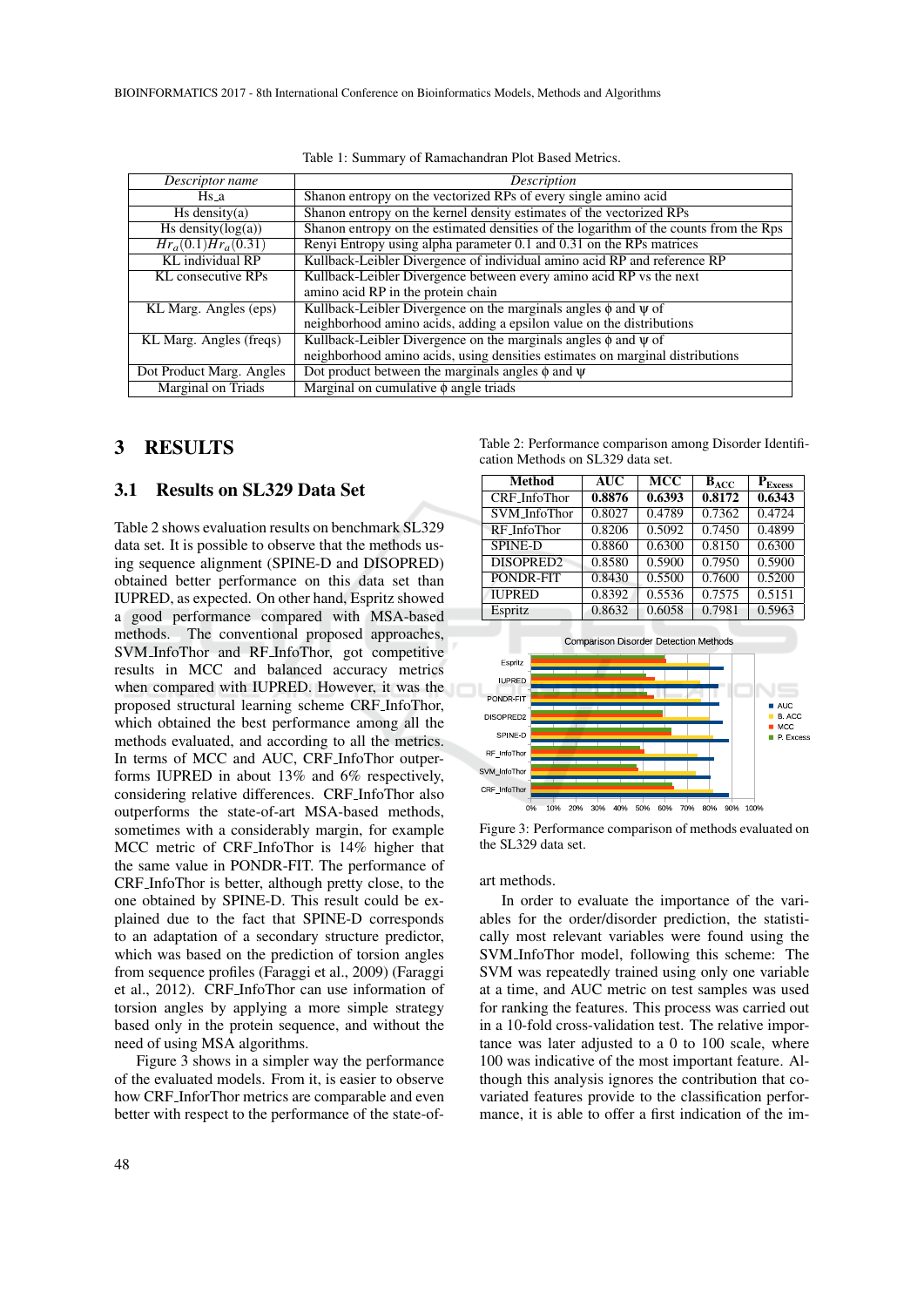Table 1: Summary of Ramachandran Plot Based Metrics.

| *Descriptor name* | *Description* |
|---|---|
| Hs_a | Shanon entropy on the vectorized RPs of every single amino acid |
| Hs density(a) | Shanon entropy on the kernel density estimates of the vectorized RPs |
| Hs density(log(a)) | Shanon entropy on the estimated densities of the logarithm of the counts from the Rps |
| $Hr_a(0.1)Hr_a(0.31)$ | Renyi Entropy using alpha parameter 0.1 and 0.31 on the RPs matrices |
| KL individual RP | Kullback-Leibler Divergence of individual amino acid RP and reference RP |
| KL consecutive RPs | Kullback-Leibler Divergence between every amino acid RP vs the next amino acid RP in the protein chain |
| KL Marg. Angles (eps) | Kullback-Leibler Divergence on the marginals angles $\phi$ and $\psi$ of neighborhood amino acids, adding a epsilon value on the distributions |
| KL Marg. Angles (freqs) | Kullback-Leibler Divergence on the marginals angles $\phi$ and $\psi$ of neighborhood amino acids, using densities estimates on marginal distributions |
| Dot Product Marg. Angles | Dot product between the marginals angles $\phi$ and $\psi$ |
| Marginal on Triads | Marginal on cumulative $\phi$ angle triads |

## 3 RESULTS

### 3.1 Results on SL329 Data Set

Table 2 shows evaluation results on benchmark SL329 data set. It is possible to observe that the methods using sequence alignment (SPINE-D and DISOPRED) obtained better performance on this data set than IUPRED, as expected. On other hand, Espritz showed a good performance compared with MSA-based methods. The conventional proposed approaches, SVM_InfoThor and RF_InfoThor, got competitive results in MCC and balanced accuracy metrics when compared with IUPRED. However, it was the proposed structural learning scheme CRF_InfoThor, which obtained the best performance among all the methods evaluated, and according to all the metrics. In terms of MCC and AUC, CRF_InfoThor outperforms IUPRED in about 13% and 6% respectively, considering relative differences. CRF_InfoThor also outperforms the state-of-art MSA-based methods, sometimes with a considerably margin, for example MCC metric of CRF_InfoThor is 14% higher that the same value in PONDR-FIT. The performance of CRF_InfoThor is better, although pretty close, to the one obtained by SPINE-D. This result could be explained due to the fact that SPINE-D corresponds to an adaptation of a secondary structure predictor, which was based on the prediction of torsion angles from sequence profiles (Faraggi et al., 2009) (Faraggi et al., 2012). CRF_InfoThor can use information of torsion angles by applying a more simple strategy based only in the protein sequence, and without the need of using MSA algorithms.

Figure 3 shows in a simpler way the performance of the evaluated models. From it, is easier to observe how CRF_InforThor metrics are comparable and even better with respect to the performance of the state-of-art methods.

Table 2: Performance comparison among Disorder Identification Methods on SL329 data set.

| Method | AUC | MCC | $B_{ACC}$ | $P_{Excess}$ |
|---|---|---|---|---|
| CRF_InfoThor | **0.8876** | **0.6393** | **0.8172** | **0.6343** |
| SVM_InfoThor | 0.8027 | 0.4789 | 0.7362 | 0.4724 |
| RF_InfoThor | 0.8206 | 0.5092 | 0.7450 | 0.4899 |
| SPINE-D | 0.8860 | 0.6300 | 0.8150 | 0.6300 |
| DISOPRED2 | 0.8580 | 0.5900 | 0.7950 | 0.5900 |
| PONDR-FIT | 0.8430 | 0.5500 | 0.7600 | 0.5200 |
| IUPRED | 0.8392 | 0.5536 | 0.7575 | 0.5151 |
| Espritz | 0.8632 | 0.6058 | 0.7981 | 0.5963 |

Figure 3: Performance comparison of methods evaluated on the SL329 data set.

In order to evaluate the importance of the variables for the order/disorder prediction, the statistically most relevant variables were found using the SVM_InfoThor model, following this scheme: The SVM was repeatedly trained using only one variable at a time, and AUC metric on test samples was used for ranking the features. This process was carried out in a 10-fold cross-validation test. The relative importance was later adjusted to a 0 to 100 scale, where 100 was indicative of the most important feature. Although this analysis ignores the contribution that covariated features provide to the classification performance, it is able to offer a first indication of the im-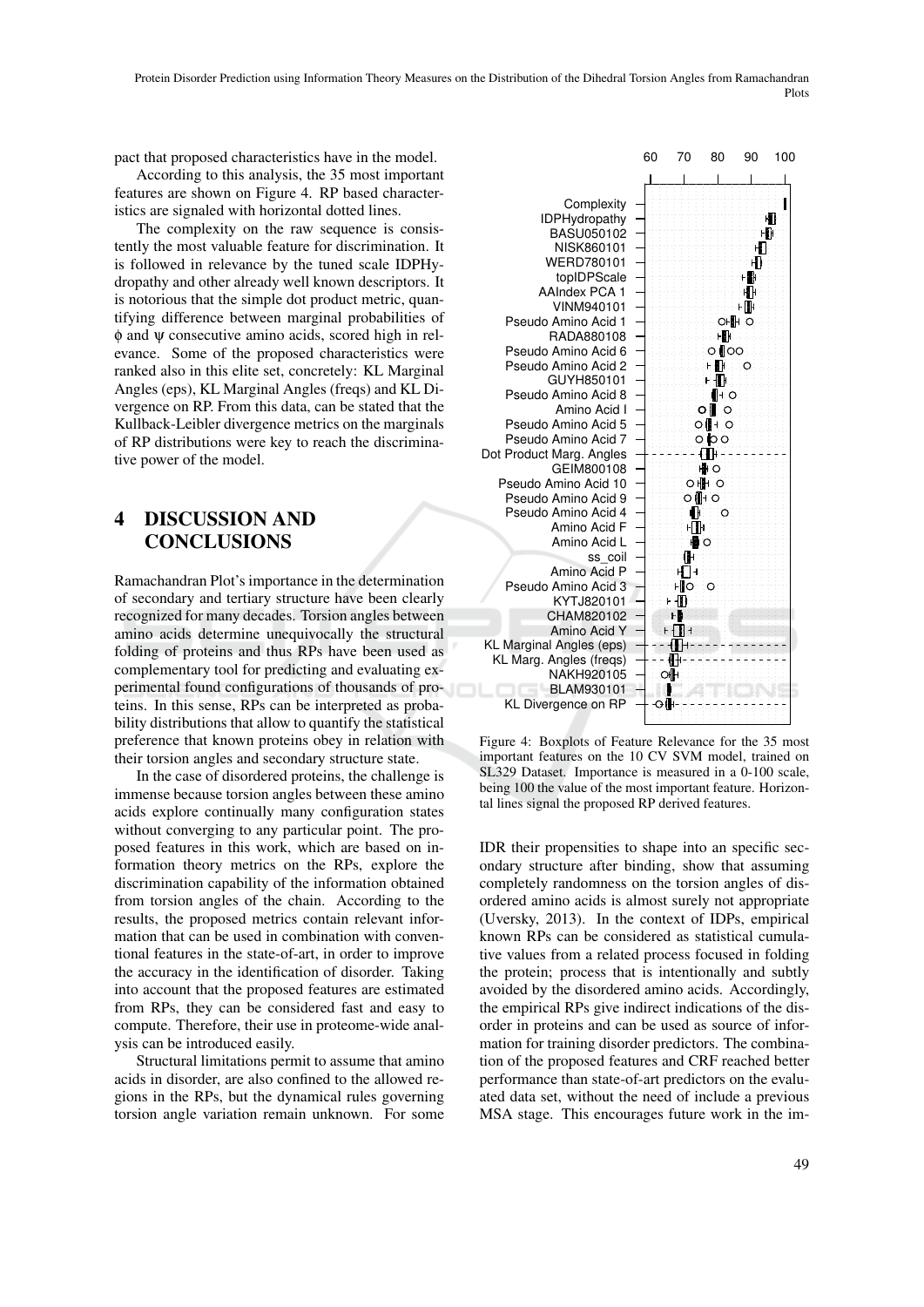pact that proposed characteristics have in the model.

According to this analysis, the 35 most important features are shown on Figure 4. RP based characteristics are signaled with horizontal dotted lines.

The complexity on the raw sequence is consistently the most valuable feature for discrimination. It is followed in relevance by the tuned scale IDPHydropathy and other already well known descriptors. It is notorious that the simple dot product metric, quantifying difference between marginal probabilities of $\phi$ and $\psi$ consecutive amino acids, scored high in relevance. Some of the proposed characteristics were ranked also in this elite set, concretely: KL Marginal Angles (eps), KL Marginal Angles (freqs) and KL Divergence on RP. From this data, can be stated that the Kullback-Leibler divergence metrics on the marginals of RP distributions were key to reach the discriminative power of the model.

Figure 4: Boxplots of Feature Relevance for the 35 most important features on the 10 CV SVM model, trained on SL329 Dataset. Importance is measured in a 0-100 scale, being 100 the value of the most important feature. Horizontal lines signal the proposed RP derived features.

## 4 DISCUSSION AND CONCLUSIONS

Ramachandran Plot's importance in the determination of secondary and tertiary structure have been clearly recognized for many decades. Torsion angles between amino acids determine unequivocally the structural folding of proteins and thus RPs have been used as complementary tool for predicting and evaluating experimental found configurations of thousands of proteins. In this sense, RPs can be interpreted as probability distributions that allow to quantify the statistical preference that known proteins obey in relation with their torsion angles and secondary structure state.

In the case of disordered proteins, the challenge is immense because torsion angles between these amino acids explore continually many configuration states without converging to any particular point. The proposed features in this work, which are based on information theory metrics on the RPs, explore the discrimination capability of the information obtained from torsion angles of the chain. According to the results, the proposed metrics contain relevant information that can be used in combination with conventional features in the state-of-art, in order to improve the accuracy in the identification of disorder. Taking into account that the proposed features are estimated from RPs, they can be considered fast and easy to compute. Therefore, their use in proteome-wide analysis can be introduced easily.

Structural limitations permit to assume that amino acids in disorder, are also confined to the allowed regions in the RPs, but the dynamical rules governing torsion angle variation remain unknown. For some IDR their propensities to shape into an specific secondary structure after binding, show that assuming completely randomness on the torsion angles of disordered amino acids is almost surely not appropriate (Uversky, 2013). In the context of IDPs, empirical known RPs can be considered as statistical cumulative values from a related process focused in folding the protein; process that is intentionally and subtly avoided by the disordered amino acids. Accordingly, the empirical RPs give indirect indications of the disorder in proteins and can be used as source of information for training disorder predictors. The combination of the proposed features and CRF reached better performance than state-of-art predictors on the evaluated data set, without the need of include a previous MSA stage. This encourages future work in the im-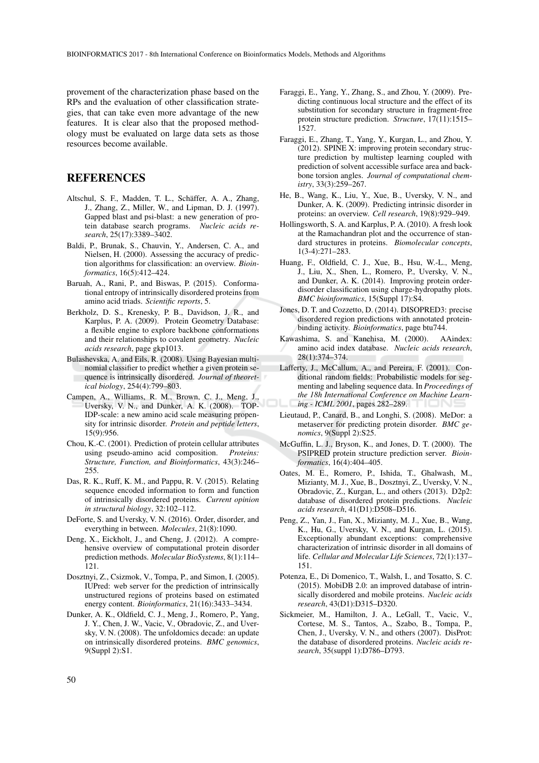provement of the characterization phase based on the RPs and the evaluation of other classification strategies, that can take even more advantage of the new features. It is clear also that the proposed methodology must be evaluated on large data sets as those resources become available.

## REFERENCES

Altschul, S. F., Madden, T. L., Schäffer, A. A., Zhang, J., Zhang, Z., Miller, W., and Lipman, D. J. (1997). Gapped blast and psi-blast: a new generation of protein database search programs. *Nucleic acids research*, 25(17):3389–3402.

Baldi, P., Brunak, S., Chauvin, Y., Andersen, C. A., and Nielsen, H. (2000). Assessing the accuracy of prediction algorithms for classification: an overview. *Bioinformatics*, 16(5):412–424.

Baruah, A., Rani, P., and Biswas, P. (2015). Conformational entropy of intrinsically disordered proteins from amino acid triads. *Scientific reports*, 5.

Berkholz, D. S., Krenesky, P. B., Davidson, J. R., and Karplus, P. A. (2009). Protein Geometry Database: a flexible engine to explore backbone conformations and their relationships to covalent geometry. *Nucleic acids research*, page gkp1013.

Bulashevska, A. and Eils, R. (2008). Using Bayesian multinomial classifier to predict whether a given protein sequence is intrinsically disordered. *Journal of theoretical biology*, 254(4):799–803.

Campen, A., Williams, R. M., Brown, C. J., Meng, J., Uversky, V. N., and Dunker, A. K. (2008). TOP-IDP-scale: a new amino acid scale measuring propensity for intrinsic disorder. *Protein and peptide letters*, 15(9):956.

Chou, K.-C. (2001). Prediction of protein cellular attributes using pseudo-amino acid composition. *Proteins: Structure, Function, and Bioinformatics*, 43(3):246–255.

Das, R. K., Ruff, K. M., and Pappu, R. V. (2015). Relating sequence encoded information to form and function of intrinsically disordered proteins. *Current opinion in structural biology*, 32:102–112.

DeForte, S. and Uversky, V. N. (2016). Order, disorder, and everything in between. *Molecules*, 21(8):1090.

Deng, X., Eickholt, J., and Cheng, J. (2012). A comprehensive overview of computational protein disorder prediction methods. *Molecular BioSystems*, 8(1):114–121.

Dosztnyi, Z., Csizmok, V., Tompa, P., and Simon, I. (2005). IUPred: web server for the prediction of intrinsically unstructured regions of proteins based on estimated energy content. *Bioinformatics*, 21(16):3433–3434.

Dunker, A. K., Oldfield, C. J., Meng, J., Romero, P., Yang, J. Y., Chen, J. W., Vacic, V., Obradovic, Z., and Uversky, V. N. (2008). The unfoldomics decade: an update on intrinsically disordered proteins. *BMC genomics*, 9(Suppl 2):S1.

Faraggi, E., Yang, Y., Zhang, S., and Zhou, Y. (2009). Predicting continuous local structure and the effect of its substitution for secondary structure in fragment-free protein structure prediction. *Structure*, 17(11):1515–1527.

Faraggi, E., Zhang, T., Yang, Y., Kurgan, L., and Zhou, Y. (2012). SPINE X: improving protein secondary structure prediction by multistep learning coupled with prediction of solvent accessible surface area and backbone torsion angles. *Journal of computational chemistry*, 33(3):259–267.

He, B., Wang, K., Liu, Y., Xue, B., Uversky, V. N., and Dunker, A. K. (2009). Predicting intrinsic disorder in proteins: an overview. *Cell research*, 19(8):929–949.

Hollingsworth, S. A. and Karplus, P. A. (2010). A fresh look at the Ramachandran plot and the occurrence of standard structures in proteins. *Biomolecular concepts*, 1(3-4):271–283.

Huang, F., Oldfield, C. J., Xue, B., Hsu, W.-L., Meng, J., Liu, X., Shen, L., Romero, P., Uversky, V. N., and Dunker, A. K. (2014). Improving protein order-disorder classification using charge-hydropathy plots. *BMC bioinformatics*, 15(Suppl 17):S4.

Jones, D. T. and Cozzetto, D. (2014). DISOPRED3: precise disordered region predictions with annotated protein-binding activity. *Bioinformatics*, page btu744.

Kawashima, S. and Kanehisa, M. (2000). AAindex: amino acid index database. *Nucleic acids research*, 28(1):374–374.

Lafferty, J., McCallum, A., and Pereira, F. (2001). Conditional random fields: Probabilistic models for segmenting and labeling sequence data. In *Proceedings of the 18h International Conference on Machine Learning - ICML 2001*, pages 282–289.

Lieutaud, P., Canard, B., and Longhi, S. (2008). MeDor: a metaserver for predicting protein disorder. *BMC genomics*, 9(Suppl 2):S25.

McGuffin, L. J., Bryson, K., and Jones, D. T. (2000). The PSIPRED protein structure prediction server. *Bioinformatics*, 16(4):404–405.

Oates, M. E., Romero, P., Ishida, T., Ghalwash, M., Mizianty, M. J., Xue, B., Dosztnyi, Z., Uversky, V. N., Obradovic, Z., Kurgan, L., and others (2013). D2p2: database of disordered protein predictions. *Nucleic acids research*, 41(D1):D508–D516.

Peng, Z., Yan, J., Fan, X., Mizianty, M. J., Xue, B., Wang, K., Hu, G., Uversky, V. N., and Kurgan, L. (2015). Exceptionally abundant exceptions: comprehensive characterization of intrinsic disorder in all domains of life. *Cellular and Molecular Life Sciences*, 72(1):137–151.

Potenza, E., Di Domenico, T., Walsh, I., and Tosatto, S. C. (2015). MobiDB 2.0: an improved database of intrinsically disordered and mobile proteins. *Nucleic acids research*, 43(D1):D315–D320.

Sickmeier, M., Hamilton, J. A., LeGall, T., Vacic, V., Cortese, M. S., Tantos, A., Szabo, B., Tompa, P., Chen, J., Uversky, V. N., and others (2007). DisProt: the database of disordered proteins. *Nucleic acids research*, 35(suppl 1):D786–D793.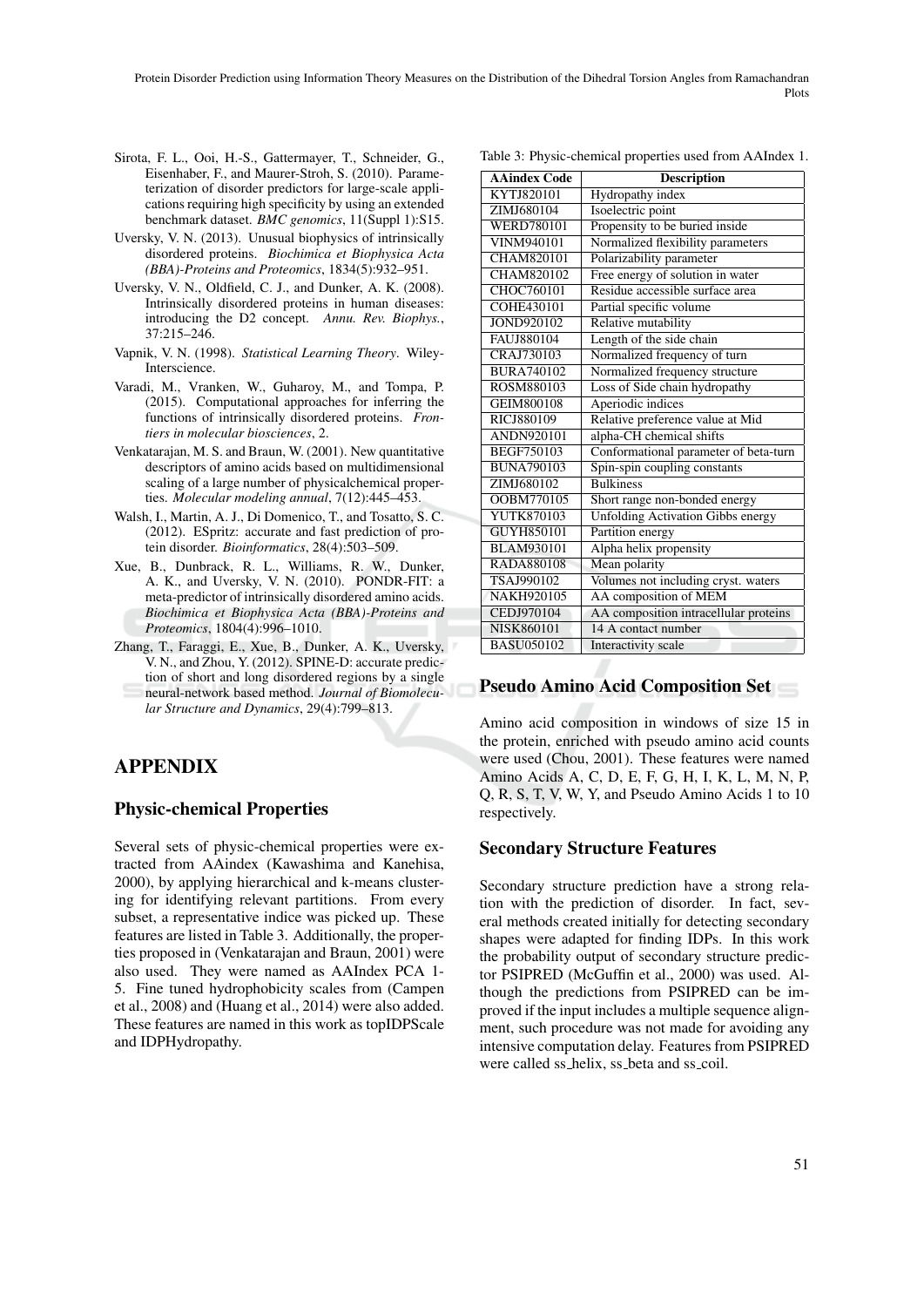Sirota, F. L., Ooi, H.-S., Gattermayer, T., Schneider, G., Eisenhaber, F., and Maurer-Stroh, S. (2010). Parameterization of disorder predictors for large-scale applications requiring high specificity by using an extended benchmark dataset. *BMC genomics*, 11(Suppl 1):S15.

Uversky, V. N. (2013). Unusual biophysics of intrinsically disordered proteins. *Biochimica et Biophysica Acta (BBA)-Proteins and Proteomics*, 1834(5):932–951.

Uversky, V. N., Oldfield, C. J., and Dunker, A. K. (2008). Intrinsically disordered proteins in human diseases: introducing the D2 concept. *Annu. Rev. Biophys.*, 37:215–246.

Vapnik, V. N. (1998). *Statistical Learning Theory*. Wiley-Interscience.

Varadi, M., Vranken, W., Guharoy, M., and Tompa, P. (2015). Computational approaches for inferring the functions of intrinsically disordered proteins. *Frontiers in molecular biosciences*, 2.

Venkatarajan, M. S. and Braun, W. (2001). New quantitative descriptors of amino acids based on multidimensional scaling of a large number of physicalchemical properties. *Molecular modeling annual*, 7(12):445–453.

Walsh, I., Martin, A. J., Di Domenico, T., and Tosatto, S. C. (2012). ESpritz: accurate and fast prediction of protein disorder. *Bioinformatics*, 28(4):503–509.

Xue, B., Dunbrack, R. L., Williams, R. W., Dunker, A. K., and Uversky, V. N. (2010). PONDR-FIT: a meta-predictor of intrinsically disordered amino acids. *Biochimica et Biophysica Acta (BBA)-Proteins and Proteomics*, 1804(4):996–1010.

Zhang, T., Faraggi, E., Xue, B., Dunker, A. K., Uversky, V. N., and Zhou, Y. (2012). SPINE-D: accurate prediction of short and long disordered regions by a single neural-network based method. *Journal of Biomolecular Structure and Dynamics*, 29(4):799–813.

# APPENDIX

## Physic-chemical Properties

Several sets of physic-chemical properties were extracted from AAindex (Kawashima and Kanehisa, 2000), by applying hierarchical and k-means clustering for identifying relevant partitions. From every subset, a representative indice was picked up. These features are listed in Table 3. Additionally, the properties proposed in (Venkatarajan and Braun, 2001) were also used. They were named as AAIndex PCA 1-5. Fine tuned hydrophobicity scales from (Campen et al., 2008) and (Huang et al., 2014) were also added. These features are named in this work as topIDPScale and IDPHydropathy.

Table 3: Physic-chemical properties used from AAIndex 1.

| AAindex Code | Description |
|---|---|
| KYTJ820101 | Hydropathy index |
| ZIMJ680104 | Isoelectric point |
| WERD780101 | Propensity to be buried inside |
| VINM940101 | Normalized flexibility parameters |
| CHAM820101 | Polarizability parameter |
| CHAM820102 | Free energy of solution in water |
| CHOC760101 | Residue accessible surface area |
| COHE430101 | Partial specific volume |
| JOND920102 | Relative mutability |
| FAUJ880104 | Length of the side chain |
| CRAJ730103 | Normalized frequency of turn |
| BURA740102 | Normalized frequency structure |
| ROSM880103 | Loss of Side chain hydropathy |
| GEIM800108 | Aperiodic indices |
| RICJ880109 | Relative preference value at Mid |
| ANDN920101 | alpha-CH chemical shifts |
| BEGF750103 | Conformational parameter of beta-turn |
| BUNA790103 | Spin-spin coupling constants |
| ZIMJ680102 | Bulkiness |
| OOBM770105 | Short range non-bonded energy |
| YUTK870103 | Unfolding Activation Gibbs energy |
| GUYH850101 | Partition energy |
| BLAM930101 | Alpha helix propensity |
| RADA880108 | Mean polarity |
| TSAJ990102 | Volumes not including cryst. waters |
| NAKH920105 | AA composition of MEM |
| CEDJ970104 | AA composition intracellular proteins |
| NISK860101 | 14 A contact number |
| BASU050102 | Interactivity scale |

## Pseudo Amino Acid Composition Set

Amino acid composition in windows of size 15 in the protein, enriched with pseudo amino acid counts were used (Chou, 2001). These features were named Amino Acids A, C, D, E, F, G, H, I, K, L, M, N, P, Q, R, S, T, V, W, Y, and Pseudo Amino Acids 1 to 10 respectively.

## Secondary Structure Features

Secondary structure prediction have a strong relation with the prediction of disorder. In fact, several methods created initially for detecting secondary shapes were adapted for finding IDPs. In this work the probability output of secondary structure predictor PSIPRED (McGuffin et al., 2000) was used. Although the predictions from PSIPRED can be improved if the input includes a multiple sequence alignment, such procedure was not made for avoiding any intensive computation delay. Features from PSIPRED were called ss_helix, ss_beta and ss_coil.